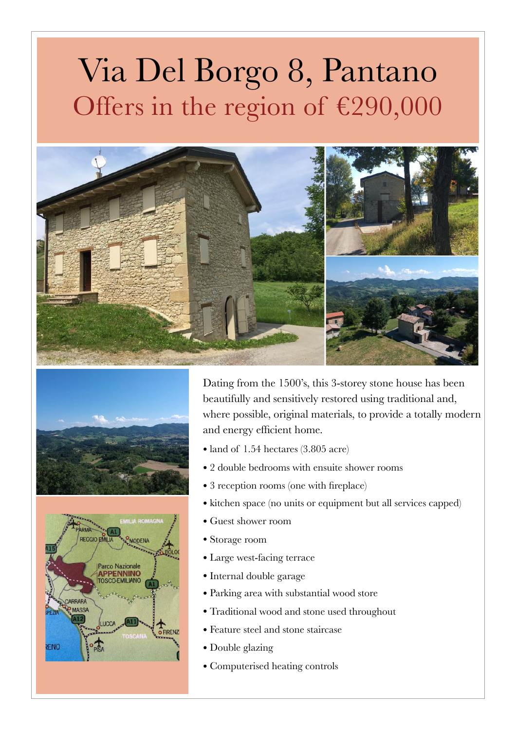# Via Del Borgo 8, Pantano

## Offers in the region of €290,000

Dating from the 1500's, this 3-storey stone house has been beautifully and sensitively restored using traditional and, where possible, original materials, to provide a totally modern and energy efficient home.

- land of 1.54 hectares (3.805 acre)
- 2 double bedrooms with ensuite shower rooms
- 3 reception rooms (one with fireplace)
- kitchen space (no units or equipment but all services capped)
- Guest shower room
- Storage room
- Large west-facing terrace
- Internal double garage
- Parking area with substantial wood store
- Traditional wood and stone used throughout
- Feature steel and stone staircase
- Double glazing
- Computerised heating controls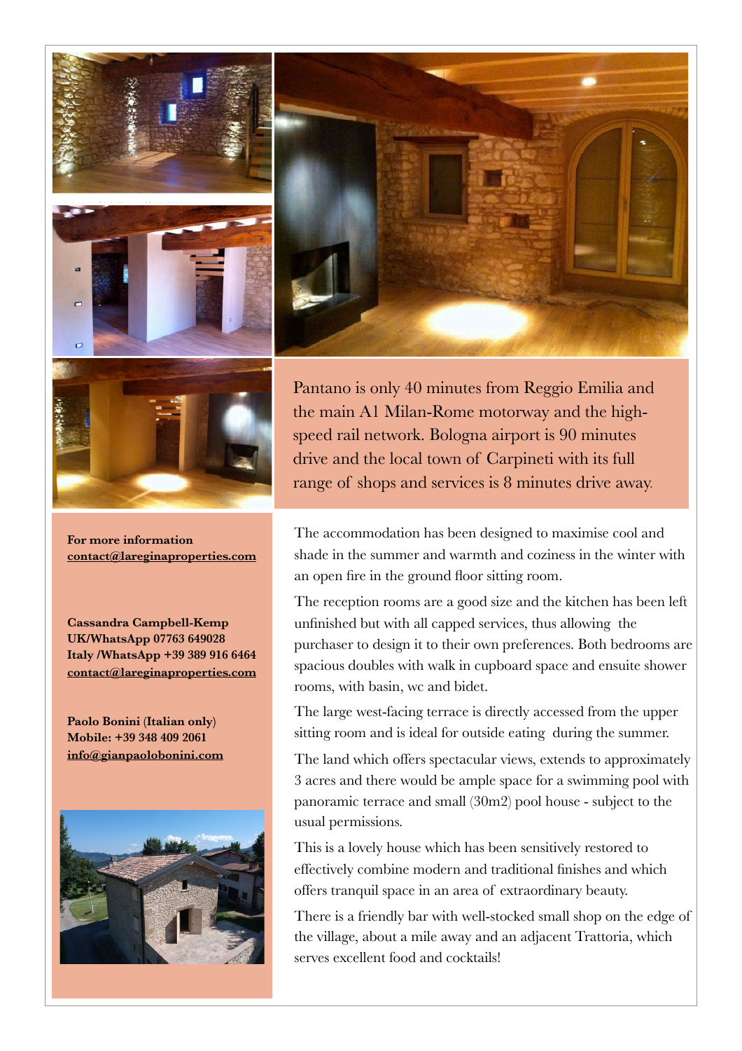Pantano is only 40 minutes from Reggio Emilia and the main A1 Milan-Rome motorway and the high-speed rail network. Bologna airport is 90 minutes drive and the local town of Carpineti with its full range of shops and services is 8 minutes drive away.

**For more information**
**contact@lareginaproperties.com**

**Cassandra Campbell-Kemp**
**UK/WhatsApp 07763 649028**
**Italy /WhatsApp +39 389 916 6464**
**contact@lareginaproperties.com**

**Paolo Bonini (Italian only)**
**Mobile: +39 348 409 2061**
**info@gianpaolobonini.com**

The accommodation has been designed to maximise cool and shade in the summer and warmth and coziness in the winter with an open fire in the ground floor sitting room.

The reception rooms are a good size and the kitchen has been left unfinished but with all capped services, thus allowing the purchaser to design it to their own preferences. Both bedrooms are spacious doubles with walk in cupboard space and ensuite shower rooms, with basin, wc and bidet.

The large west-facing terrace is directly accessed from the upper sitting room and is ideal for outside eating during the summer.

The land which offers spectacular views, extends to approximately 3 acres and there would be ample space for a swimming pool with panoramic terrace and small (30m2) pool house - subject to the usual permissions.

This is a lovely house which has been sensitively restored to effectively combine modern and traditional finishes and which offers tranquil space in an area of extraordinary beauty.

There is a friendly bar with well-stocked small shop on the edge of the village, about a mile away and an adjacent Trattoria, which serves excellent food and cocktails!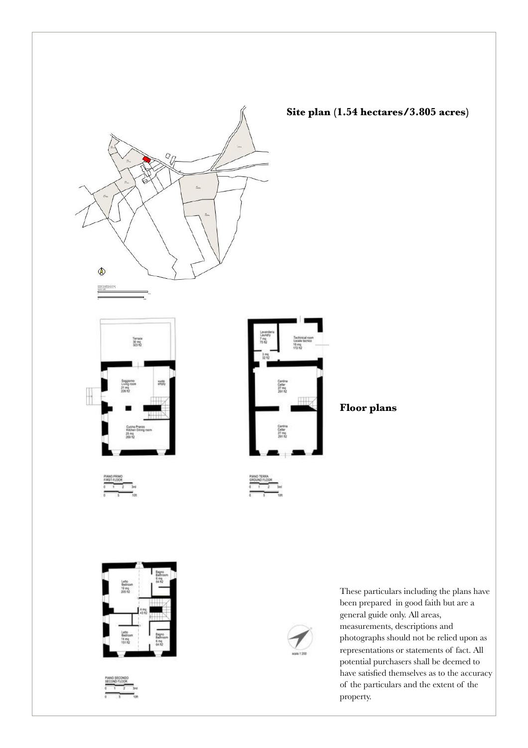**Site plan (1.54 hectares/3.805 acres)**

Terrace
30 mq
323 ft2

Soggiorno
Living room
21 mq
226 ft2

vuoto
empty

Cucina Pranzo
Kitchen Dining room
25 mq
269 ft2

PIANO PRIMO
FIRST FLOOR

Lavanderia
Laundry
7 mq
75 ft2

Techinical room
Locale tecnico
16 mq
172 ft2

3 mq
32 ft2

Cantina
Cellar
27 mq
291 ft2

Cantina
Cellar
27 mq
291 ft2

PIANO TERRA
GROUND FLOOR

**Floor plans**

Letto
Bedroom
19 mq
205 ft2

Bagno
Bathroom
6 mq
64 ft2

4 mq
43 ft2

Letto
Bedroom
14 mq
151 ft2

Bagno
Bathroom
6 mq
64 ft2

PIANO SECONDO
SECOND FLOOR

scale 1:200

These particulars including the plans have been prepared in good faith but are a general guide only. All areas, measurements, descriptions and photographs should not be relied upon as representations or statements of fact. All potential purchasers shall be deemed to have satisfied themselves as to the accuracy of the particulars and the extent of the property.